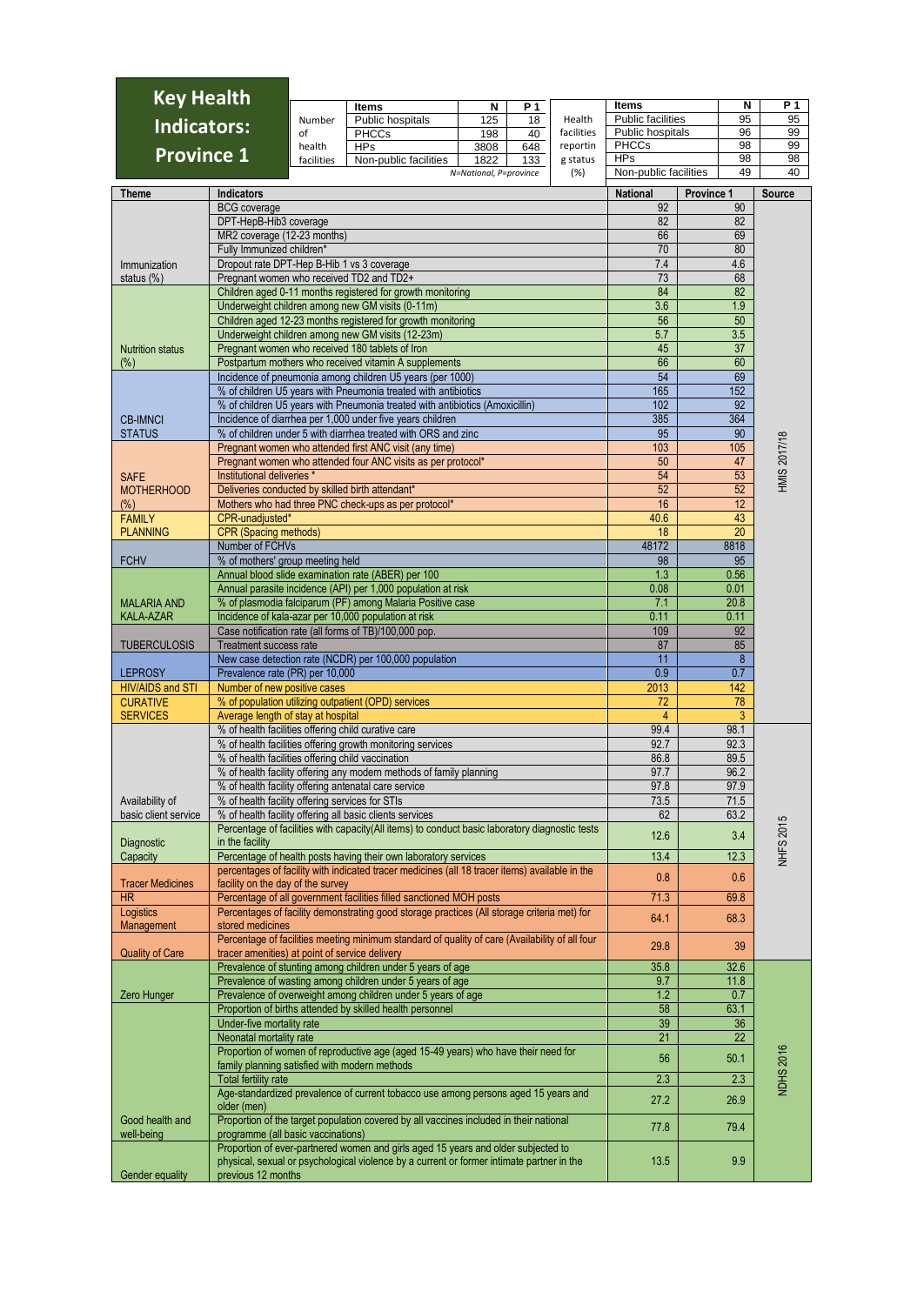# Key Health Indicators: Province 1

| Number of health facilities | Items | N | P 1 |
|---|---|---|---|
| | Public hospitals | 125 | 18 |
| | PHCCs | 198 | 40 |
| | HPs | 3808 | 648 |
| | Non-public facilities | 1822 | 133 |

N=National, P=province

| Health facilities reporting status (%) | Items | N | P 1 |
|---|---|---|---|
| | Public facilities | 95 | 95 |
| | Public hospitals | 96 | 99 |
| | PHCCs | 98 | 99 |
| | HPs | 98 | 98 |
| | Non-public facilities | 49 | 40 |

| Theme | Indicators | National | Province 1 | Source |
|---|---|---|---|---|
| Immunization status (%) | BCG coverage | 92 | 90 | HMIS 2017/18 |
| | DPT-HepB-Hib3 coverage | 82 | 82 | |
| | MR2 coverage (12-23 months) | 66 | 69 | |
| | Fully Immunized children* | 70 | 80 | |
| | Dropout rate DPT-Hep B-Hib 1 vs 3 coverage | 7.4 | 4.6 | |
| | Pregnant women who received TD2 and TD2+ | 73 | 68 | |
| Nutrition status (%) | Children aged 0-11 months registered for growth monitoring | 84 | 82 | |
| | Underweight children among new GM visits (0-11m) | 3.6 | 1.9 | |
| | Children aged 12-23 months registered for growth monitoring | 56 | 50 | |
| | Underweight children among new GM visits (12-23m) | 5.7 | 3.5 | |
| | Pregnant women who received 180 tablets of Iron | 45 | 37 | |
| | Postpartum mothers who received vitamin A supplements | 66 | 60 | |
| CB-IMNCI STATUS | Incidence of pneumonia among children U5 years (per 1000) | 54 | 69 | |
| | % of children U5 years with Pneumonia treated with antibiotics | 165 | 152 | |
| | % of children U5 years with Pneumonia treated with antibiotics (Amoxicillin) | 102 | 92 | |
| | Incidence of diarrhea per 1,000 under five years children | 385 | 364 | |
| | % of children under 5 with diarrhea treated with ORS and zinc | 95 | 90 | |
| SAFE MOTHERHOOD (%) | Pregnant women who attended first ANC visit (any time) | 103 | 105 | |
| | Pregnant women who attended four ANC visits as per protocol* | 50 | 47 | |
| | Institutional deliveries * | 54 | 53 | |
| | Deliveries conducted by skilled birth attendant* | 52 | 52 | |
| | Mothers who had three PNC check-ups as per protocol* | 16 | 12 | |
| FAMILY PLANNING | CPR-unadjusted* | 40.6 | 43 | |
| | CPR (Spacing methods) | 18 | 20 | |
| FCHV | Number of FCHVs | 48172 | 8818 | |
| | % of mothers' group meeting held | 98 | 95 | |
| MALARIA AND KALA-AZAR | Annual blood slide examination rate (ABER) per 100 | 1.3 | 0.56 | |
| | Annual parasite incidence (API) per 1,000 population at risk | 0.08 | 0.01 | |
| | % of plasmodia falciparum (PF) among Malaria Positive case | 7.1 | 20.8 | |
| | Incidence of kala-azar per 10,000 population at risk | 0.11 | 0.11 | |
| TUBERCULOSIS | Case notification rate (all forms of TB)/100,000 pop. | 109 | 92 | |
| | Treatment success rate | 87 | 85 | |
| LEPROSY | New case detection rate (NCDR) per 100,000 population | 11 | 8 | |
| | Prevalence rate (PR) per 10,000 | 0.9 | 0.7 | |
| HIV/AIDS and STI | Number of new positive cases | 2013 | 142 | |
| CURATIVE SERVICES | % of population utilizing outpatient (OPD) services | 72 | 78 | |
| | Average length of stay at hospital | 4 | 3 | |
| Availability of basic client service | % of health facilities offering child curative care | 99.4 | 98.1 | NHFS 2015 |
| | % of health facilities offering growth monitoring services | 92.7 | 92.3 | |
| | % of health facilities offering child vaccination | 86.8 | 89.5 | |
| | % of health facility offering any modern methods of family planning | 97.7 | 96.2 | |
| | % of health facility offering antenatal care service | 97.8 | 97.9 | |
| | % of health facility offering services for STIs | 73.5 | 71.5 | |
| | % of health facility offering all basic clients services | 62 | 63.2 | |
| Diagnostic Capacity | Percentage of facilities with capacity(All items) to conduct basic laboratory diagnostic tests in the facility | 12.6 | 3.4 | |
| | Percentage of health posts having their own laboratory services | 13.4 | 12.3 | |
| Tracer Medicines | percentages of facility with indicated tracer medicines (all 18 tracer items) available in the facility on the day of the survey | 0.8 | 0.6 | |
| HR | Percentage of all government facilities filled sanctioned MOH posts | 71.3 | 69.8 | |
| Logistics Management | Percentages of facility demonstrating good storage practices (All storage criteria met) for stored medicines | 64.1 | 68.3 | |
| Quality of Care | Percentage of facilities meeting minimum standard of quality of care (Availability of all four tracer amenities) at point of service delivery | 29.8 | 39 | |
| Zero Hunger | Prevalence of stunting among children under 5 years of age | 35.8 | 32.6 | NDHS 2016 |
| | Prevalence of wasting among children under 5 years of age | 9.7 | 11.8 | |
| | Prevalence of overweight among children under 5 years of age | 1.2 | 0.7 | |
| Good health and well-being | Proportion of births attended by skilled health personnel | 58 | 63.1 | |
| | Under-five mortality rate | 39 | 36 | |
| | Neonatal mortality rate | 21 | 22 | |
| | Proportion of women of reproductive age (aged 15-49 years) who have their need for family planning satisfied with modern methods | 56 | 50.1 | |
| | Total fertility rate | 2.3 | 2.3 | |
| | Age-standardized prevalence of current tobacco use among persons aged 15 years and older (men) | 27.2 | 26.9 | |
| | Proportion of the target population covered by all vaccines included in their national programme (all basic vaccinations) | 77.8 | 79.4 | |
| Gender equality | Proportion of ever-partnered women and girls aged 15 years and older subjected to physical, sexual or psychological violence by a current or former intimate partner in the previous 12 months | 13.5 | 9.9 | |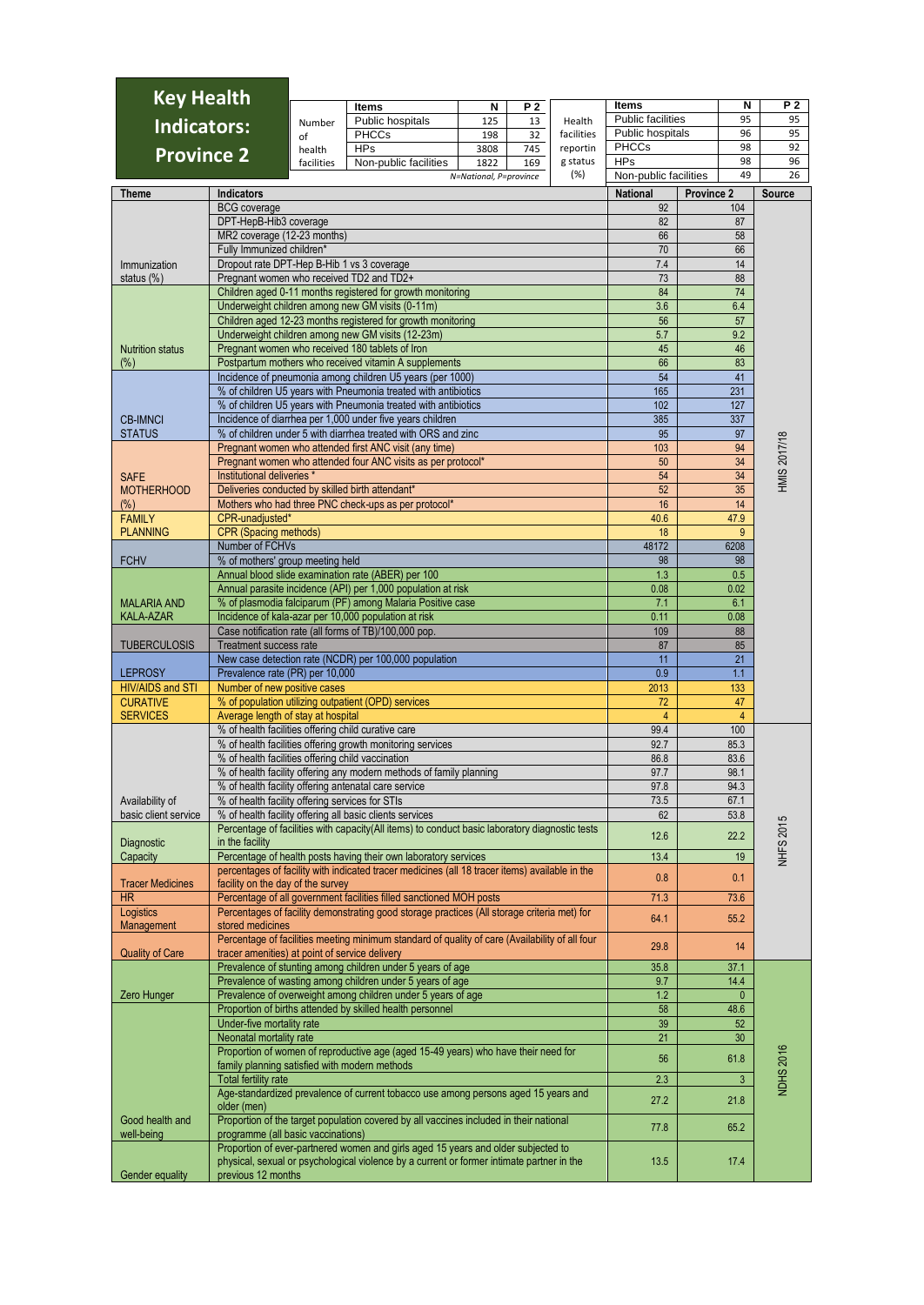# Key Health Indicators: Province 2

| Number of health facilities | Items | N | P 2 |
|---|---|---|---|
| | Public hospitals | 125 | 13 |
| | PHCCs | 198 | 32 |
| | HPs | 3808 | 745 |
| | Non-public facilities | 1822 | 169 |

N=National, P=province

| Health facilities reporting status (%) | Items | N | P 2 |
|---|---|---|---|
| | Public facilities | 95 | 95 |
| | Public hospitals | 96 | 95 |
| | PHCCs | 98 | 92 |
| | HPs | 98 | 96 |
| | Non-public facilities | 49 | 26 |

| Theme | Indicators | National | Province 2 | Source |
|---|---|---|---|---|
| Immunization status (%) | BCG coverage | 92 | 104 | HMIS 2017/18 |
| | DPT-HepB-Hib3 coverage | 82 | 87 | |
| | MR2 coverage (12-23 months) | 66 | 58 | |
| | Fully Immunized children* | 70 | 66 | |
| | Dropout rate DPT-Hep B-Hib 1 vs 3 coverage | 7.4 | 14 | |
| | Pregnant women who received TD2 and TD2+ | 73 | 88 | |
| Nutrition status (%) | Children aged 0-11 months registered for growth monitoring | 84 | 74 | |
| | Underweight children among new GM visits (0-11m) | 3.6 | 6.4 | |
| | Children aged 12-23 months registered for growth monitoring | 56 | 57 | |
| | Underweight children among new GM visits (12-23m) | 5.7 | 9.2 | |
| | Pregnant women who received 180 tablets of Iron | 45 | 46 | |
| | Postpartum mothers who received vitamin A supplements | 66 | 83 | |
| CB-IMNCI STATUS | Incidence of pneumonia among children U5 years (per 1000) | 54 | 41 | |
| | % of children U5 years with Pneumonia treated with antibiotics | 165 | 231 | |
| | % of children U5 years with Pneumonia treated with antibiotics | 102 | 127 | |
| | Incidence of diarrhea per 1,000 under five years children | 385 | 337 | |
| | % of children under 5 with diarrhea treated with ORS and zinc | 95 | 97 | |
| SAFE MOTHERHOOD (%) | Pregnant women who attended first ANC visit (any time) | 103 | 94 | |
| | Pregnant women who attended four ANC visits as per protocol* | 50 | 34 | |
| | Institutional deliveries * | 54 | 34 | |
| | Deliveries conducted by skilled birth attendant* | 52 | 35 | |
| | Mothers who had three PNC check-ups as per protocol* | 16 | 14 | |
| FAMILY PLANNING | CPR-unadjusted* | 40.6 | 47.9 | |
| | CPR (Spacing methods) | 18 | 9 | |
| FCHV | Number of FCHVs | 48172 | 6208 | |
| | % of mothers' group meeting held | 98 | 98 | |
| MALARIA AND KALA-AZAR | Annual blood slide examination rate (ABER) per 100 | 1.3 | 0.5 | |
| | Annual parasite incidence (API) per 1,000 population at risk | 0.08 | 0.02 | |
| | % of plasmodia falciparum (PF) among Malaria Positive case | 7.1 | 6.1 | |
| | Incidence of kala-azar per 10,000 population at risk | 0.11 | 0.08 | |
| TUBERCULOSIS | Case notification rate (all forms of TB)/100,000 pop. | 109 | 88 | |
| | Treatment success rate | 87 | 85 | |
| LEPROSY | New case detection rate (NCDR) per 100,000 population | 11 | 21 | |
| | Prevalence rate (PR) per 10,000 | 0.9 | 1.1 | |
| HIV/AIDS and STI | Number of new positive cases | 2013 | 133 | |
| CURATIVE SERVICES | % of population utilizing outpatient (OPD) services | 72 | 47 | |
| | Average length of stay at hospital | 4 | 4 | |
| Availability of basic client service | % of health facilities offering child curative care | 99.4 | 100 | NHFS 2015 |
| | % of health facilities offering growth monitoring services | 92.7 | 85.3 | |
| | % of health facilities offering child vaccination | 86.8 | 83.6 | |
| | % of health facility offering any modern methods of family planning | 97.7 | 98.1 | |
| | % of health facility offering antenatal care service | 97.8 | 94.3 | |
| | % of health facility offering services for STIs | 73.5 | 67.1 | |
| | % of health facility offering all basic clients services | 62 | 53.8 | |
| Diagnostic Capacity | Percentage of facilities with capacity(All items) to conduct basic laboratory diagnostic tests in the facility | 12.6 | 22.2 | |
| | Percentage of health posts having their own laboratory services | 13.4 | 19 | |
| Tracer Medicines | percentages of facility with indicated tracer medicines (all 18 tracer items) available in the facility on the day of the survey | 0.8 | 0.1 | |
| HR | Percentage of all government facilities filled sanctioned MOH posts | 71.3 | 73.6 | |
| Logistics Management | Percentages of facility demonstrating good storage practices (All storage criteria met) for stored medicines | 64.1 | 55.2 | |
| Quality of Care | Percentage of facilities meeting minimum standard of quality of care (Availability of all four tracer amenities) at point of service delivery | 29.8 | 14 | |
| Zero Hunger | Prevalence of stunting among children under 5 years of age | 35.8 | 37.1 | NDHS 2016 |
| | Prevalence of wasting among children under 5 years of age | 9.7 | 14.4 | |
| | Prevalence of overweight among children under 5 years of age | 1.2 | 0 | |
| Good health and well-being | Proportion of births attended by skilled health personnel | 58 | 48.6 | |
| | Under-five mortality rate | 39 | 52 | |
| | Neonatal mortality rate | 21 | 30 | |
| | Proportion of women of reproductive age (aged 15-49 years) who have their need for family planning satisfied with modern methods | 56 | 61.8 | |
| | Total fertility rate | 2.3 | 3 | |
| | Age-standardized prevalence of current tobacco use among persons aged 15 years and older (men) | 27.2 | 21.8 | |
| | Proportion of the target population covered by all vaccines included in their national programme (all basic vaccinations) | 77.8 | 65.2 | |
| Gender equality | Proportion of ever-partnered women and girls aged 15 years and older subjected to physical, sexual or psychological violence by a current or former intimate partner in the previous 12 months | 13.5 | 17.4 | |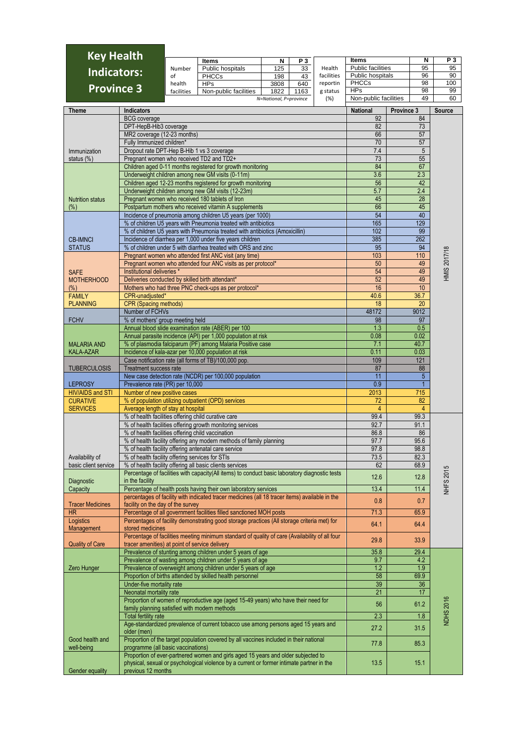# Key Health Indicators: Province 3

| Number of health facilities | Items | N | P 3 |
|---|---|---|---|
| | Public hospitals | 125 | 33 |
| | PHCCs | 198 | 43 |
| | HPs | 3808 | 640 |
| | Non-public facilities | 1822 | 1163 |

N=National, P=province

| Health facilities reporting status (%) | Items | N | P 3 |
|---|---|---|---|
| | Public facilities | 95 | 95 |
| | Public hospitals | 96 | 90 |
| | PHCCs | 98 | 100 |
| | HPs | 98 | 99 |
| | Non-public facilities | 49 | 60 |

| Theme | Indicators | National | Province 3 | Source |
|---|---|---|---|---|
| Immunization status (%) | BCG coverage | 92 | 84 | HMIS 2017/18 |
| | DPT-HepB-Hib3 coverage | 82 | 73 | |
| | MR2 coverage (12-23 months) | 66 | 57 | |
| | Fully Immunized children* | 70 | 57 | |
| | Dropout rate DPT-Hep B-Hib 1 vs 3 coverage | 7.4 | 5 | |
| | Pregnant women who received TD2 and TD2+ | 73 | 55 | |
| Nutrition status (%) | Children aged 0-11 months registered for growth monitoring | 84 | 67 | |
| | Underweight children among new GM visits (0-11m) | 3.6 | 2.3 | |
| | Children aged 12-23 months registered for growth monitoring | 56 | 42 | |
| | Underweight children among new GM visits (12-23m) | 5.7 | 2.4 | |
| | Pregnant women who received 180 tablets of Iron | 45 | 28 | |
| | Postpartum mothers who received vitamin A supplements | 66 | 45 | |
| CB-IMNCI STATUS | Incidence of pneumonia among children U5 years (per 1000) | 54 | 40 | |
| | % of children U5 years with Pneumonia treated with antibiotics | 165 | 129 | |
| | % of children U5 years with Pneumonia treated with antibiotics (Amoxicillin) | 102 | 99 | |
| | Incidence of diarrhea per 1,000 under five years children | 385 | 262 | |
| | % of children under 5 with diarrhea treated with ORS and zinc | 95 | 94 | |
| SAFE MOTHERHOOD (%) | Pregnant women who attended first ANC visit (any time) | 103 | 110 | |
| | Pregnant women who attended four ANC visits as per protocol* | 50 | 49 | |
| | Institutional deliveries * | 54 | 49 | |
| | Deliveries conducted by skilled birth attendant* | 52 | 49 | |
| | Mothers who had three PNC check-ups as per protocol* | 16 | 10 | |
| FAMILY PLANNING | CPR-unadjusted* | 40.6 | 36.7 | |
| | CPR (Spacing methods) | 18 | 20 | |
| FCHV | Number of FCHVs | 48172 | 9012 | |
| | % of mothers' group meeting held | 98 | 97 | |
| MALARIA AND KALA-AZAR | Annual blood slide examination rate (ABER) per 100 | 1.3 | 0.5 | |
| | Annual parasite incidence (API) per 1,000 population at risk | 0.08 | 0.02 | |
| | % of plasmodia falciparum (PF) among Malaria Positive case | 7.1 | 40.7 | |
| | Incidence of kala-azar per 10,000 population at risk | 0.11 | 0.03 | |
| TUBERCULOSIS | Case notification rate (all forms of TB)/100,000 pop. | 109 | 121 | |
| | Treatment success rate | 87 | 88 | |
| LEPROSY | New case detection rate (NCDR) per 100,000 population | 11 | 5 | |
| | Prevalence rate (PR) per 10,000 | 0.9 | 1 | |
| HIV/AIDS and STI | Number of new positive cases | 2013 | 715 | |
| CURATIVE SERVICES | % of population utilizing outpatient (OPD) services | 72 | 82 | |
| | Average length of stay at hospital | 4 | 4 | |
| Availability of basic client service | % of health facilities offering child curative care | 99.4 | 99.3 | NHFS 2015 |
| | % of health facilities offering growth monitoring services | 92.7 | 91.1 | |
| | % of health facilities offering child vaccination | 86.8 | 86 | |
| | % of health facility offering any modern methods of family planning | 97.7 | 95.6 | |
| | % of health facility offering antenatal care service | 97.8 | 98.8 | |
| | % of health facility offering services for STIs | 73.5 | 82.3 | |
| | % of health facility offering all basic clients services | 62 | 68.9 | |
| Diagnostic Capacity | Percentage of facilities with capacity(All items) to conduct basic laboratory diagnostic tests in the facility | 12.6 | 12.8 | |
| | Percentage of health posts having their own laboratory services | 13.4 | 11.4 | |
| Tracer Medicines | percentages of facility with indicated tracer medicines (all 18 tracer items) available in the facility on the day of the survey | 0.8 | 0.7 | |
| HR | Percentage of all government facilities filled sanctioned MOH posts | 71.3 | 65.9 | |
| Logistics Management | Percentages of facility demonstrating good storage practices (All storage criteria met) for stored medicines | 64.1 | 64.4 | |
| Quality of Care | Percentage of facilities meeting minimum standard of quality of care (Availability of all four tracer amenities) at point of service delivery | 29.8 | 33.9 | |
| Zero Hunger | Prevalence of stunting among children under 5 years of age | 35.8 | 29.4 | NDHS 2016 |
| | Prevalence of wasting among children under 5 years of age | 9.7 | 4.2 | |
| | Prevalence of overweight among children under 5 years of age | 1.2 | 1.9 | |
| Good health and well-being | Proportion of births attended by skilled health personnel | 58 | 69.9 | |
| | Under-five mortality rate | 39 | 36 | |
| | Neonatal mortality rate | 21 | 17 | |
| | Proportion of women of reproductive age (aged 15-49 years) who have their need for family planning satisfied with modern methods | 56 | 61.2 | |
| | Total fertility rate | 2.3 | 1.8 | |
| | Age-standardized prevalence of current tobacco use among persons aged 15 years and older (men) | 27.2 | 31.5 | |
| | Proportion of the target population covered by all vaccines included in their national programme (all basic vaccinations) | 77.8 | 85.3 | |
| Gender equality | Proportion of ever-partnered women and girls aged 15 years and older subjected to physical, sexual or psychological violence by a current or former intimate partner in the previous 12 months | 13.5 | 15.1 | |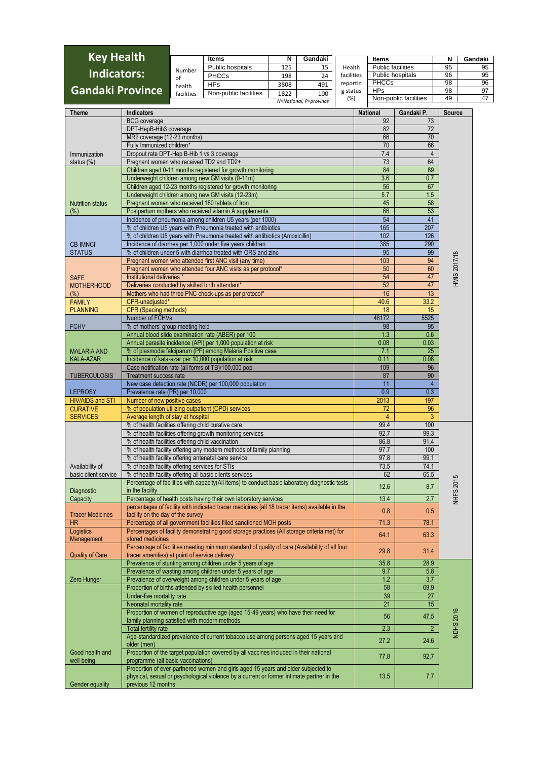# Key Health Indicators: Gandaki Province

| Number of health facilities | Items | N | Gandaki |
|---|---|---|---|
| | Public hospitals | 125 | 15 |
| | PHCCs | 198 | 24 |
| | HPs | 3808 | 491 |
| | Non-public facilities | 1822 | 100 |

*N=National, P=province*

| Health facilities reporting status (%) | Items | N | Gandaki |
|---|---|---|---|
| | Public facilities | 95 | 95 |
| | Public hospitals | 96 | 95 |
| | PHCCs | 98 | 96 |
| | HPs | 98 | 97 |
| | Non-public facilities | 49 | 47 |

| Theme | Indicators | National | Gandaki P. | Source |
|---|---|---|---|---|
| Immunization status (%) | BCG coverage | 92 | 73 | HMIS 2017/18 |
| | DPT-HepB-Hib3 coverage | 82 | 72 | |
| | MR2 coverage (12-23 months) | 66 | 70 | |
| | Fully Immunized children* | 70 | 66 | |
| | Dropout rate DPT-Hep B-Hib 1 vs 3 coverage | 7.4 | 4 | |
| | Pregnant women who received TD2 and TD2+ | 73 | 64 | |
| Nutrition status (%) | Children aged 0-11 months registered for growth monitoring | 84 | 89 | |
| | Underweight children among new GM visits (0-11m) | 3.6 | 0.7 | |
| | Children aged 12-23 months registered for growth monitoring | 56 | 67 | |
| | Underweight children among new GM visits (12-23m) | 5.7 | 1.5 | |
| | Pregnant women who received 180 tablets of Iron | 45 | 58 | |
| | Postpartum mothers who received vitamin A supplements | 66 | 53 | |
| CB-IMNCI STATUS | Incidence of pneumonia among children U5 years (per 1000) | 54 | 41 | |
| | % of children U5 years with Pneumonia treated with antibiotics | 165 | 207 | |
| | % of children U5 years with Pneumonia treated with antibiotics (Amoxicillin) | 102 | 126 | |
| | Incidence of diarrhea per 1,000 under five years children | 385 | 290 | |
| | % of children under 5 with diarrhea treated with ORS and zinc | 95 | 99 | |
| SAFE MOTHERHOOD (%) | Pregnant women who attended first ANC visit (any time) | 103 | 94 | |
| | Pregnant women who attended four ANC visits as per protocol* | 50 | 60 | |
| | Institutional deliveries * | 54 | 47 | |
| | Deliveries conducted by skilled birth attendant* | 52 | 47 | |
| | Mothers who had three PNC check-ups as per protocol* | 16 | 13 | |
| FAMILY PLANNING | CPR-unadjusted* | 40.6 | 33.2 | |
| | CPR (Spacing methods) | 18 | 15 | |
| FCHV | Number of FCHVs | 48172 | 5525 | |
| | % of mothers' group meeting held | 98 | 95 | |
| MALARIA AND KALA-AZAR | Annual blood slide examination rate (ABER) per 100 | 1.3 | 0.6 | |
| | Annual parasite incidence (API) per 1,000 population at risk | 0.08 | 0.03 | |
| | % of plasmodia falciparum (PF) among Malaria Positive case | 7.1 | 25 | |
| | Incidence of kala-azar per 10,000 population at risk | 0.11 | 0.08 | |
| TUBERCULOSIS | Case notification rate (all forms of TB)/100,000 pop. | 109 | 96 | |
| | Treatment success rate | 87 | 90 | |
| LEPROSY | New case detection rate (NCDR) per 100,000 population | 11 | 4 | |
| | Prevalence rate (PR) per 10,000 | 0.9 | 0.3 | |
| HIV/AIDS and STI | Number of new positive cases | 2013 | 197 | |
| CURATIVE SERVICES | % of population utilizing outpatient (OPD) services | 72 | 96 | |
| | Average length of stay at hospital | 4 | 3 | |
| Availability of basic client service | % of health facilities offering child curative care | 99.4 | 100 | NHFS 2015 |
| | % of health facilities offering growth monitoring services | 92.7 | 99.3 | |
| | % of health facilities offering child vaccination | 86.8 | 91.4 | |
| | % of health facility offering any modern methods of family planning | 97.7 | 100 | |
| | % of health facility offering antenatal care service | 97.8 | 99.1 | |
| | % of health facility offering services for STIs | 73.5 | 74.1 | |
| | % of health facility offering all basic clients services | 62 | 65.5 | |
| Diagnostic Capacity | Percentage of facilities with capacity(All items) to conduct basic laboratory diagnostic tests in the facility | 12.6 | 8.7 | |
| | Percentage of health posts having their own laboratory services | 13.4 | 2.7 | |
| Tracer Medicines | percentages of facility with indicated tracer medicines (all 18 tracer items) available in the facility on the day of the survey | 0.8 | 0.5 | |
| HR | Percentage of all government facilities filled sanctioned MOH posts | 71.3 | 78.1 | |
| Logistics Management | Percentages of facility demonstrating good storage practices (All storage criteria met) for stored medicines | 64.1 | 63.3 | |
| Quality of Care | Percentage of facilities meeting minimum standard of quality of care (Availability of all four tracer amenities) at point of service delivery | 29.8 | 31.4 | |
| Zero Hunger | Prevalence of stunting among children under 5 years of age | 35.8 | 28.9 | NDHS 2016 |
| | Prevalence of wasting among children under 5 years of age | 9.7 | 5.8 | |
| | Prevalence of overweight among children under 5 years of age | 1.2 | 3.7 | |
| Good health and well-being | Proportion of births attended by skilled health personnel | 58 | 69.9 | |
| | Under-five mortality rate | 39 | 27 | |
| | Neonatal mortality rate | 21 | 15 | |
| | Proportion of women of reproductive age (aged 15-49 years) who have their need for family planning satisfied with modern methods | 56 | 47.5 | |
| | Total fertility rate | 2.3 | 2 | |
| | Age-standardized prevalence of current tobacco use among persons aged 15 years and older (men) | 27.2 | 24.6 | |
| | Proportion of the target population covered by all vaccines included in their national programme (all basic vaccinations) | 77.8 | 92.7 | |
| Gender equality | Proportion of ever-partnered women and girls aged 15 years and older subjected to physical, sexual or psychological violence by a current or former intimate partner in the previous 12 months | 13.5 | 7.7 | |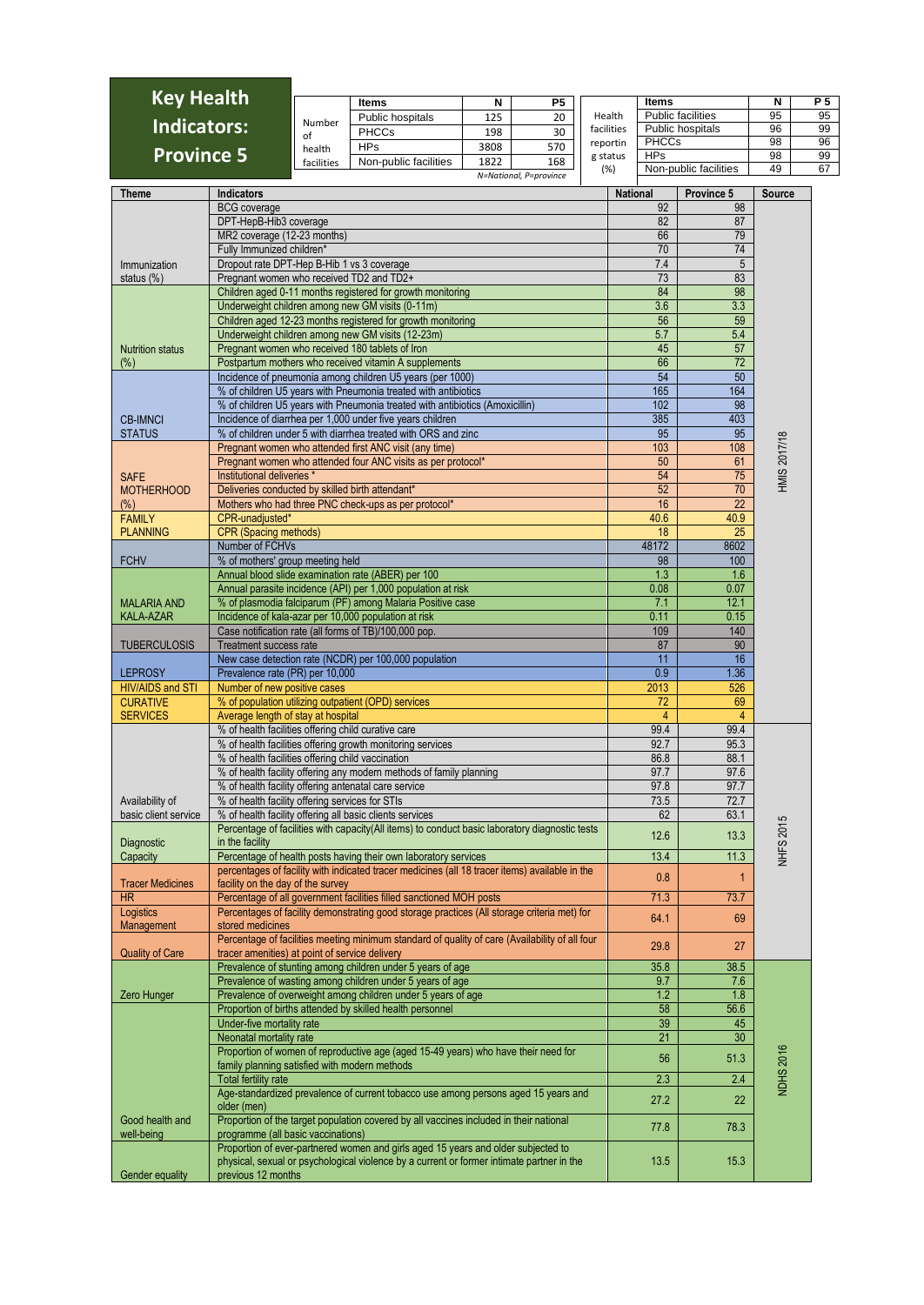# Key Health Indicators: Province 5

| Number of health facilities | Items | N | P5 |
|---|---|---|---|
| | Public hospitals | 125 | 20 |
| | PHCCs | 198 | 30 |
| | HPs | 3808 | 570 |
| | Non-public facilities | 1822 | 168 |

*N=National, P=province*

| Health facilities reporting status (%) | Items | N | P 5 |
|---|---|---|---|
| | Public facilities | 95 | 95 |
| | Public hospitals | 96 | 99 |
| | PHCCs | 98 | 96 |
| | HPs | 98 | 99 |
| | Non-public facilities | 49 | 67 |

| Theme | Indicators | National | Province 5 | Source |
|---|---|---|---|---|
| Immunization status (%) | BCG coverage | 92 | 98 | HMIS 2017/18 |
| | DPT-HepB-Hib3 coverage | 82 | 87 | |
| | MR2 coverage (12-23 months) | 66 | 79 | |
| | Fully Immunized children* | 70 | 74 | |
| | Dropout rate DPT-Hep B-Hib 1 vs 3 coverage | 7.4 | 5 | |
| | Pregnant women who received TD2 and TD2+ | 73 | 83 | |
| Nutrition status (%) | Children aged 0-11 months registered for growth monitoring | 84 | 98 | |
| | Underweight children among new GM visits (0-11m) | 3.6 | 3.3 | |
| | Children aged 12-23 months registered for growth monitoring | 56 | 59 | |
| | Underweight children among new GM visits (12-23m) | 5.7 | 5.4 | |
| | Pregnant women who received 180 tablets of Iron | 45 | 57 | |
| | Postpartum mothers who received vitamin A supplements | 66 | 72 | |
| CB-IMNCI STATUS | Incidence of pneumonia among children U5 years (per 1000) | 54 | 50 | |
| | % of children U5 years with Pneumonia treated with antibiotics | 165 | 164 | |
| | % of children U5 years with Pneumonia treated with antibiotics (Amoxicillin) | 102 | 98 | |
| | Incidence of diarrhea per 1,000 under five years children | 385 | 403 | |
| | % of children under 5 with diarrhea treated with ORS and zinc | 95 | 95 | |
| SAFE MOTHERHOOD (%) | Pregnant women who attended first ANC visit (any time) | 103 | 108 | |
| | Pregnant women who attended four ANC visits as per protocol* | 50 | 61 | |
| | Institutional deliveries * | 54 | 75 | |
| | Deliveries conducted by skilled birth attendant* | 52 | 70 | |
| | Mothers who had three PNC check-ups as per protocol* | 16 | 22 | |
| FAMILY PLANNING | CPR-unadjusted* | 40.6 | 40.9 | |
| | CPR (Spacing methods) | 18 | 25 | |
| FCHV | Number of FCHVs | 48172 | 8602 | |
| | % of mothers' group meeting held | 98 | 100 | |
| MALARIA AND KALA-AZAR | Annual blood slide examination rate (ABER) per 100 | 1.3 | 1.6 | |
| | Annual parasite incidence (API) per 1,000 population at risk | 0.08 | 0.07 | |
| | % of plasmodia falciparum (PF) among Malaria Positive case | 7.1 | 12.1 | |
| | Incidence of kala-azar per 10,000 population at risk | 0.11 | 0.15 | |
| TUBERCULOSIS | Case notification rate (all forms of TB)/100,000 pop. | 109 | 140 | |
| | Treatment success rate | 87 | 90 | |
| LEPROSY | New case detection rate (NCDR) per 100,000 population | 11 | 16 | |
| | Prevalence rate (PR) per 10,000 | 0.9 | 1.36 | |
| HIV/AIDS and STI | Number of new positive cases | 2013 | 526 | |
| CURATIVE SERVICES | % of population utilizing outpatient (OPD) services | 72 | 69 | |
| | Average length of stay at hospital | 4 | 4 | |
| Availability of basic client service | % of health facilities offering child curative care | 99.4 | 99.4 | NHFS 2015 |
| | % of health facilities offering growth monitoring services | 92.7 | 95.3 | |
| | % of health facilities offering child vaccination | 86.8 | 88.1 | |
| | % of health facility offering any modern methods of family planning | 97.7 | 97.6 | |
| | % of health facility offering antenatal care service | 97.8 | 97.7 | |
| | % of health facility offering services for STIs | 73.5 | 72.7 | |
| | % of health facility offering all basic clients services | 62 | 63.1 | |
| Diagnostic Capacity | Percentage of facilities with capacity(All items) to conduct basic laboratory diagnostic tests in the facility | 12.6 | 13.3 | |
| | Percentage of health posts having their own laboratory services | 13.4 | 11.3 | |
| Tracer Medicines | percentages of facility with indicated tracer medicines (all 18 tracer items) available in the facility on the day of the survey | 0.8 | 1 | |
| HR | Percentage of all government facilities filled sanctioned MOH posts | 71.3 | 73.7 | |
| Logistics Management | Percentages of facility demonstrating good storage practices (All storage criteria met) for stored medicines | 64.1 | 69 | |
| Quality of Care | Percentage of facilities meeting minimum standard of quality of care (Availability of all four tracer amenities) at point of service delivery | 29.8 | 27 | |
| Zero Hunger | Prevalence of stunting among children under 5 years of age | 35.8 | 38.5 | NDHS 2016 |
| | Prevalence of wasting among children under 5 years of age | 9.7 | 7.6 | |
| | Prevalence of overweight among children under 5 years of age | 1.2 | 1.8 | |
| Good health and well-being | Proportion of births attended by skilled health personnel | 58 | 56.6 | |
| | Under-five mortality rate | 39 | 45 | |
| | Neonatal mortality rate | 21 | 30 | |
| | Proportion of women of reproductive age (aged 15-49 years) who have their need for family planning satisfied with modern methods | 56 | 51.3 | |
| | Total fertility rate | 2.3 | 2.4 | |
| | Age-standardized prevalence of current tobacco use among persons aged 15 years and older (men) | 27.2 | 22 | |
| | Proportion of the target population covered by all vaccines included in their national programme (all basic vaccinations) | 77.8 | 78.3 | |
| Gender equality | Proportion of ever-partnered women and girls aged 15 years and older subjected to physical, sexual or psychological violence by a current or former intimate partner in the previous 12 months | 13.5 | 15.3 | |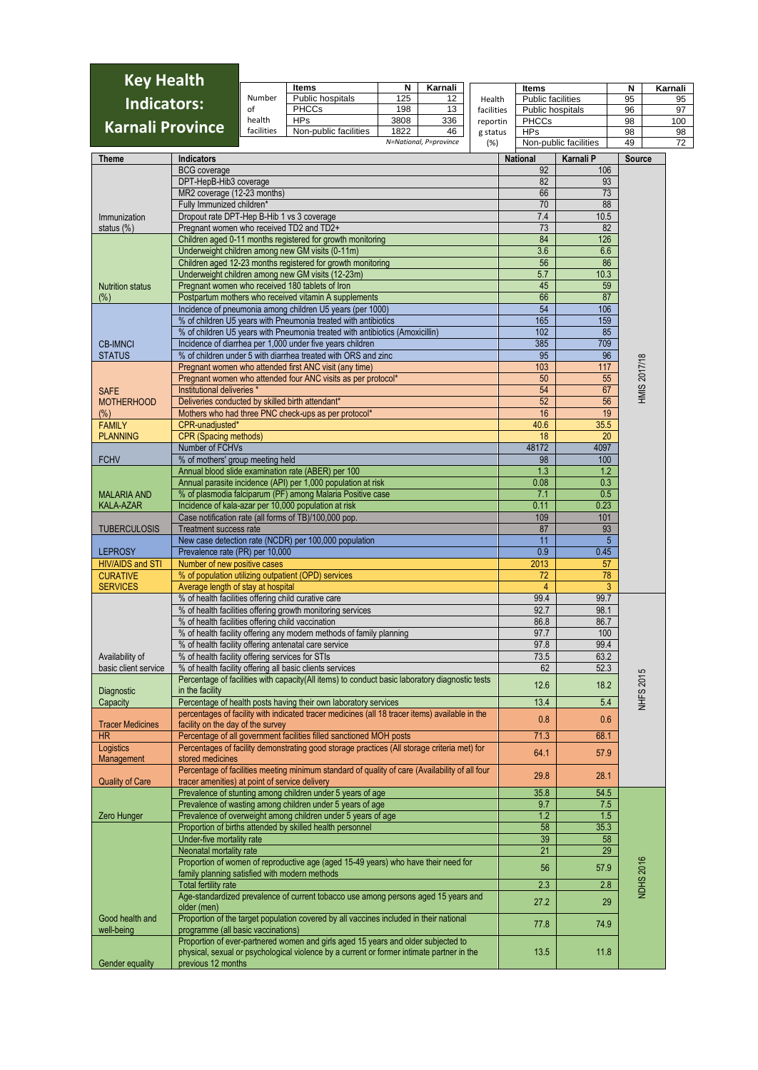# Key Health Indicators: Karnali Province

| Number of health facilities | Items | N | Karnali |
|---|---|---|---|
| | Public hospitals | 125 | 12 |
| | PHCCs | 198 | 13 |
| | HPs | 3808 | 336 |
| | Non-public facilities | 1822 | 46 |

N=National, P=province

| Health facilities reporting status (%) | Items | N | Karnali |
|---|---|---|---|
| | Public facilities | 95 | 95 |
| | Public hospitals | 96 | 97 |
| | PHCCs | 98 | 100 |
| | HPs | 98 | 98 |
| | Non-public facilities | 49 | 72 |

| Theme | Indicators | National | Karnali P | Source |
|---|---|---|---|---|
| Immunization status (%) | BCG coverage | 92 | 106 | HMIS 2017/18 |
| | DPT-HepB-Hib3 coverage | 82 | 93 | |
| | MR2 coverage (12-23 months) | 66 | 73 | |
| | Fully Immunized children* | 70 | 88 | |
| | Dropout rate DPT-Hep B-Hib 1 vs 3 coverage | 7.4 | 10.5 | |
| | Pregnant women who received TD2 and TD2+ | 73 | 82 | |
| Nutrition status (%) | Children aged 0-11 months registered for growth monitoring | 84 | 126 | |
| | Underweight children among new GM visits (0-11m) | 3.6 | 6.6 | |
| | Children aged 12-23 months registered for growth monitoring | 56 | 86 | |
| | Underweight children among new GM visits (12-23m) | 5.7 | 10.3 | |
| | Pregnant women who received 180 tablets of Iron | 45 | 59 | |
| | Postpartum mothers who received vitamin A supplements | 66 | 87 | |
| CB-IMNCI STATUS | Incidence of pneumonia among children U5 years (per 1000) | 54 | 106 | |
| | % of children U5 years with Pneumonia treated with antibiotics | 165 | 159 | |
| | % of children U5 years with Pneumonia treated with antibiotics (Amoxicillin) | 102 | 85 | |
| | Incidence of diarrhea per 1,000 under five years children | 385 | 709 | |
| | % of children under 5 with diarrhea treated with ORS and zinc | 95 | 96 | |
| SAFE MOTHERHOOD (%) | Pregnant women who attended first ANC visit (any time) | 103 | 117 | |
| | Pregnant women who attended four ANC visits as per protocol* | 50 | 55 | |
| | Institutional deliveries * | 54 | 67 | |
| | Deliveries conducted by skilled birth attendant* | 52 | 56 | |
| | Mothers who had three PNC check-ups as per protocol* | 16 | 19 | |
| FAMILY PLANNING | CPR-unadjusted* | 40.6 | 35.5 | |
| | CPR (Spacing methods) | 18 | 20 | |
| FCHV | Number of FCHVs | 48172 | 4097 | |
| | % of mothers' group meeting held | 98 | 100 | |
| MALARIA AND KALA-AZAR | Annual blood slide examination rate (ABER) per 100 | 1.3 | 1.2 | |
| | Annual parasite incidence (API) per 1,000 population at risk | 0.08 | 0.3 | |
| | % of plasmodia falciparum (PF) among Malaria Positive case | 7.1 | 0.5 | |
| | Incidence of kala-azar per 10,000 population at risk | 0.11 | 0.23 | |
| TUBERCULOSIS | Case notification rate (all forms of TB)/100,000 pop. | 109 | 101 | |
| | Treatment success rate | 87 | 93 | |
| LEPROSY | New case detection rate (NCDR) per 100,000 population | 11 | 5 | |
| | Prevalence rate (PR) per 10,000 | 0.9 | 0.45 | |
| HIV/AIDS and STI | Number of new positive cases | 2013 | 57 | |
| CURATIVE SERVICES | % of population utilizing outpatient (OPD) services | 72 | 78 | |
| | Average length of stay at hospital | 4 | 3 | |
| Availability of basic client service | % of health facilities offering child curative care | 99.4 | 99.7 | NHFS 2015 |
| | % of health facilities offering growth monitoring services | 92.7 | 98.1 | |
| | % of health facilities offering child vaccination | 86.8 | 86.7 | |
| | % of health facility offering any modern methods of family planning | 97.7 | 100 | |
| | % of health facility offering antenatal care service | 97.8 | 99.4 | |
| | % of health facility offering services for STIs | 73.5 | 63.2 | |
| | % of health facility offering all basic clients services | 62 | 52.3 | |
| Diagnostic Capacity | Percentage of facilities with capacity(All items) to conduct basic laboratory diagnostic tests in the facility | 12.6 | 18.2 | |
| | Percentage of health posts having their own laboratory services | 13.4 | 5.4 | |
| Tracer Medicines | percentages of facility with indicated tracer medicines (all 18 tracer items) available in the facility on the day of the survey | 0.8 | 0.6 | |
| HR | Percentage of all government facilities filled sanctioned MOH posts | 71.3 | 68.1 | |
| Logistics Management | Percentages of facility demonstrating good storage practices (All storage criteria met) for stored medicines | 64.1 | 57.9 | |
| Quality of Care | Percentage of facilities meeting minimum standard of quality of care (Availability of all four tracer amenities) at point of service delivery | 29.8 | 28.1 | |
| Zero Hunger | Prevalence of stunting among children under 5 years of age | 35.8 | 54.5 | NDHS 2016 |
| | Prevalence of wasting among children under 5 years of age | 9.7 | 7.5 | |
| | Prevalence of overweight among children under 5 years of age | 1.2 | 1.5 | |
| Good health and well-being | Proportion of births attended by skilled health personnel | 58 | 35.3 | |
| | Under-five mortality rate | 39 | 58 | |
| | Neonatal mortality rate | 21 | 29 | |
| | Proportion of women of reproductive age (aged 15-49 years) who have their need for family planning satisfied with modern methods | 56 | 57.9 | |
| | Total fertility rate | 2.3 | 2.8 | |
| | Age-standardized prevalence of current tobacco use among persons aged 15 years and older (men) | 27.2 | 29 | |
| | Proportion of the target population covered by all vaccines included in their national programme (all basic vaccinations) | 77.8 | 74.9 | |
| Gender equality | Proportion of ever-partnered women and girls aged 15 years and older subjected to physical, sexual or psychological violence by a current or former intimate partner in the previous 12 months | 13.5 | 11.8 | |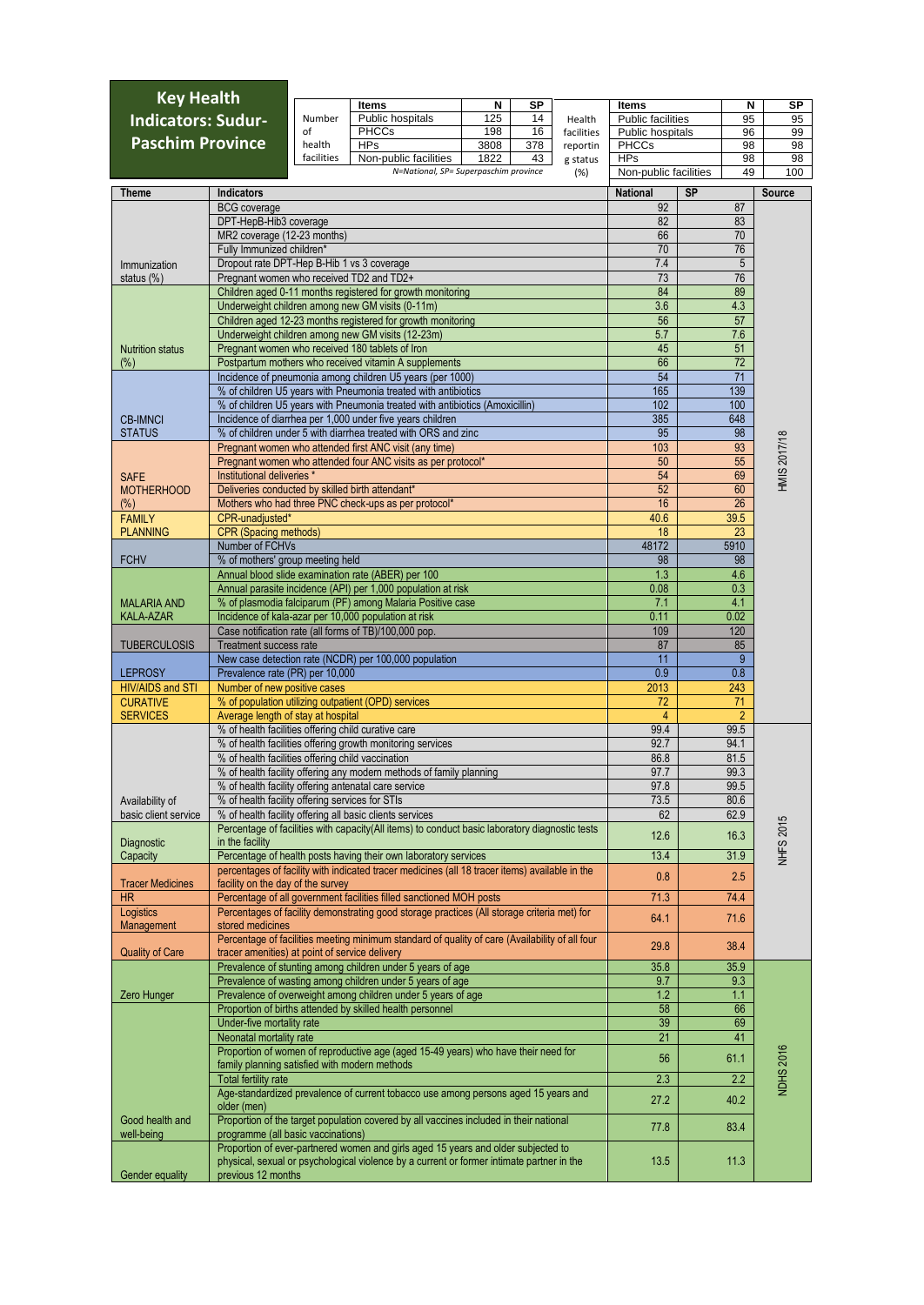# Key Health Indicators: Sudur-Paschim Province

| Number of health facilities | Items | N | SP |
|---|---|---|---|
| | Public hospitals | 125 | 14 |
| | PHCCs | 198 | 16 |
| | HPs | 3808 | 378 |
| | Non-public facilities | 1822 | 43 |

*N=National, SP= Superpaschim province*

| Health facilities reporting status (%) | Items | N | SP |
|---|---|---|---|
| | Public facilities | 95 | 95 |
| | Public hospitals | 96 | 99 |
| | PHCCs | 98 | 98 |
| | HPs | 98 | 98 |
| | Non-public facilities | 49 | 100 |

| Theme | Indicators | National | SP | Source |
|---|---|---|---|---|
| Immunization status (%) | BCG coverage | 92 | 87 | HMIS 2017/18 |
| | DPT-HepB-Hib3 coverage | 82 | 83 | |
| | MR2 coverage (12-23 months) | 66 | 70 | |
| | Fully Immunized children* | 70 | 76 | |
| | Dropout rate DPT-Hep B-Hib 1 vs 3 coverage | 7.4 | 5 | |
| | Pregnant women who received TD2 and TD2+ | 73 | 76 | |
| Nutrition status (%) | Children aged 0-11 months registered for growth monitoring | 84 | 89 | |
| | Underweight children among new GM visits (0-11m) | 3.6 | 4.3 | |
| | Children aged 12-23 months registered for growth monitoring | 56 | 57 | |
| | Underweight children among new GM visits (12-23m) | 5.7 | 7.6 | |
| | Pregnant women who received 180 tablets of Iron | 45 | 51 | |
| | Postpartum mothers who received vitamin A supplements | 66 | 72 | |
| CB-IMNCI STATUS | Incidence of pneumonia among children U5 years (per 1000) | 54 | 71 | |
| | % of children U5 years with Pneumonia treated with antibiotics | 165 | 139 | |
| | % of children U5 years with Pneumonia treated with antibiotics (Amoxicillin) | 102 | 100 | |
| | Incidence of diarrhea per 1,000 under five years children | 385 | 648 | |
| | % of children under 5 with diarrhea treated with ORS and zinc | 95 | 98 | |
| SAFE MOTHERHOOD (%) | Pregnant women who attended first ANC visit (any time) | 103 | 93 | |
| | Pregnant women who attended four ANC visits as per protocol* | 50 | 55 | |
| | Institutional deliveries * | 54 | 69 | |
| | Deliveries conducted by skilled birth attendant* | 52 | 60 | |
| | Mothers who had three PNC check-ups as per protocol* | 16 | 26 | |
| FAMILY PLANNING | CPR-unadjusted* | 40.6 | 39.5 | |
| | CPR (Spacing methods) | 18 | 23 | |
| FCHV | Number of FCHVs | 48172 | 5910 | |
| | % of mothers' group meeting held | 98 | 98 | |
| MALARIA AND KALA-AZAR | Annual blood slide examination rate (ABER) per 100 | 1.3 | 4.6 | |
| | Annual parasite incidence (API) per 1,000 population at risk | 0.08 | 0.3 | |
| | % of plasmodia falciparum (PF) among Malaria Positive case | 7.1 | 4.1 | |
| | Incidence of kala-azar per 10,000 population at risk | 0.11 | 0.02 | |
| TUBERCULOSIS | Case notification rate (all forms of TB)/100,000 pop. | 109 | 120 | |
| | Treatment success rate | 87 | 85 | |
| LEPROSY | New case detection rate (NCDR) per 100,000 population | 11 | 9 | |
| | Prevalence rate (PR) per 10,000 | 0.9 | 0.8 | |
| HIV/AIDS and STI | Number of new positive cases | 2013 | 243 | |
| CURATIVE SERVICES | % of population utilizing outpatient (OPD) services | 72 | 71 | |
| | Average length of stay at hospital | 4 | 2 | |
| Availability of basic client service | % of health facilities offering child curative care | 99.4 | 99.5 | NHFS 2015 |
| | % of health facilities offering growth monitoring services | 92.7 | 94.1 | |
| | % of health facilities offering child vaccination | 86.8 | 81.5 | |
| | % of health facility offering any modern methods of family planning | 97.7 | 99.3 | |
| | % of health facility offering antenatal care service | 97.8 | 99.5 | |
| | % of health facility offering services for STIs | 73.5 | 80.6 | |
| | % of health facility offering all basic clients services | 62 | 62.9 | |
| Diagnostic Capacity | Percentage of facilities with capacity(All items) to conduct basic laboratory diagnostic tests in the facility | 12.6 | 16.3 | |
| | Percentage of health posts having their own laboratory services | 13.4 | 31.9 | |
| Tracer Medicines | percentages of facility with indicated tracer medicines (all 18 tracer items) available in the facility on the day of the survey | 0.8 | 2.5 | |
| HR | Percentage of all government facilities filled sanctioned MOH posts | 71.3 | 74.4 | |
| Logistics Management | Percentages of facility demonstrating good storage practices (All storage criteria met) for stored medicines | 64.1 | 71.6 | |
| Quality of Care | Percentage of facilities meeting minimum standard of quality of care (Availability of all four tracer amenities) at point of service delivery | 29.8 | 38.4 | |
| Zero Hunger | Prevalence of stunting among children under 5 years of age | 35.8 | 35.9 | NDHS 2016 |
| | Prevalence of wasting among children under 5 years of age | 9.7 | 9.3 | |
| | Prevalence of overweight among children under 5 years of age | 1.2 | 1.1 | |
| Good health and well-being | Proportion of births attended by skilled health personnel | 58 | 66 | |
| | Under-five mortality rate | 39 | 69 | |
| | Neonatal mortality rate | 21 | 41 | |
| | Proportion of women of reproductive age (aged 15-49 years) who have their need for family planning satisfied with modern methods | 56 | 61.1 | |
| | Total fertility rate | 2.3 | 2.2 | |
| | Age-standardized prevalence of current tobacco use among persons aged 15 years and older (men) | 27.2 | 40.2 | |
| | Proportion of the target population covered by all vaccines included in their national programme (all basic vaccinations) | 77.8 | 83.4 | |
| Gender equality | Proportion of ever-partnered women and girls aged 15 years and older subjected to physical, sexual or psychological violence by a current or former intimate partner in the previous 12 months | 13.5 | 11.3 | |